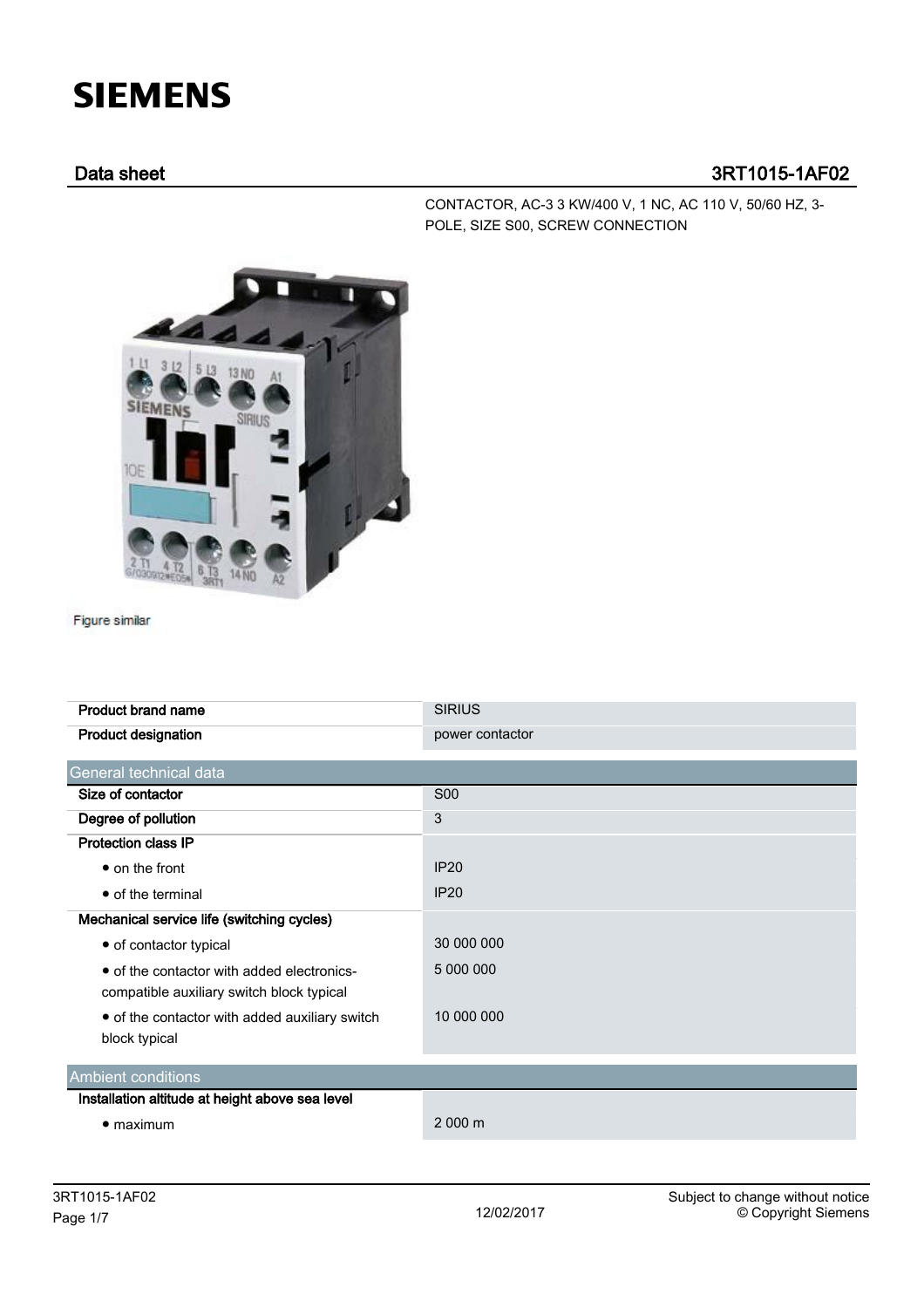# SIEMENS

## Data sheet 3RT1015-1AF02

CONTACTOR, AC-3 3 KW/400 V, 1 NC, AC 110 V, 50/60 HZ, 3-POLE, SIZE S00, SCREW CONNECTION

Figure similar

| | |
|---|---|
| **Product brand name** | SIRIUS |
| **Product designation** | power contactor |

| General technical data | |
|---|---|
| **Size of contactor** | S00 |
| **Degree of pollution** | 3 |
| **Protection class IP** | |
| • on the front | IP20 |
| • of the terminal | IP20 |
| **Mechanical service life (switching cycles)** | |
| • of contactor typical | 30 000 000 |
| • of the contactor with added electronics-compatible auxiliary switch block typical | 5 000 000 |
| • of the contactor with added auxiliary switch block typical | 10 000 000 |

| Ambient conditions | |
|---|---|
| **Installation altitude at height above sea level** | |
| • maximum | 2 000 m |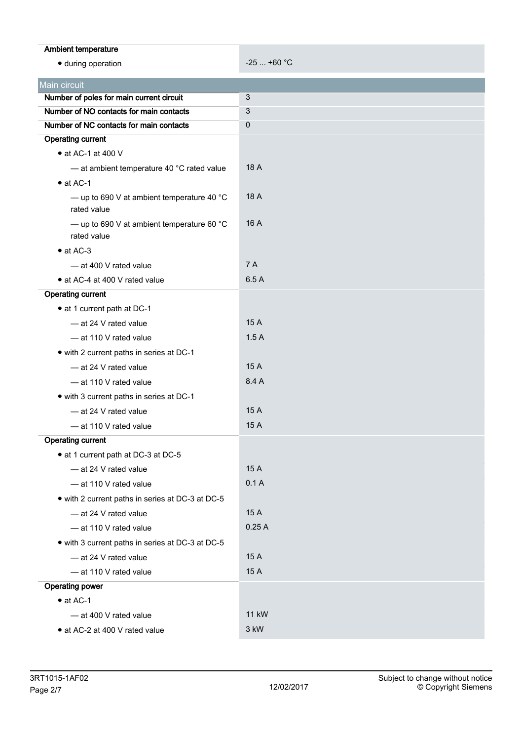| Ambient temperature | |
|---|---|
| • during operation | -25 ... +60 °C |

## Main circuit

| | |
|---|---|
| **Number of poles for main current circuit** | 3 |
| **Number of NO contacts for main contacts** | 3 |
| **Number of NC contacts for main contacts** | 0 |
| **Operating current** | |
| • at AC-1 at 400 V | |
| — at ambient temperature 40 °C rated value | 18 A |
| • at AC-1 | |
| — up to 690 V at ambient temperature 40 °C rated value | 18 A |
| — up to 690 V at ambient temperature 60 °C rated value | 16 A |
| • at AC-3 | |
| — at 400 V rated value | 7 A |
| • at AC-4 at 400 V rated value | 6.5 A |
| **Operating current** | |
| • at 1 current path at DC-1 | |
| — at 24 V rated value | 15 A |
| — at 110 V rated value | 1.5 A |
| • with 2 current paths in series at DC-1 | |
| — at 24 V rated value | 15 A |
| — at 110 V rated value | 8.4 A |
| • with 3 current paths in series at DC-1 | |
| — at 24 V rated value | 15 A |
| — at 110 V rated value | 15 A |
| **Operating current** | |
| • at 1 current path at DC-3 at DC-5 | |
| — at 24 V rated value | 15 A |
| — at 110 V rated value | 0.1 A |
| • with 2 current paths in series at DC-3 at DC-5 | |
| — at 24 V rated value | 15 A |
| — at 110 V rated value | 0.25 A |
| • with 3 current paths in series at DC-3 at DC-5 | |
| — at 24 V rated value | 15 A |
| — at 110 V rated value | 15 A |
| **Operating power** | |
| • at AC-1 | |
| — at 400 V rated value | 11 kW |
| • at AC-2 at 400 V rated value | 3 kW |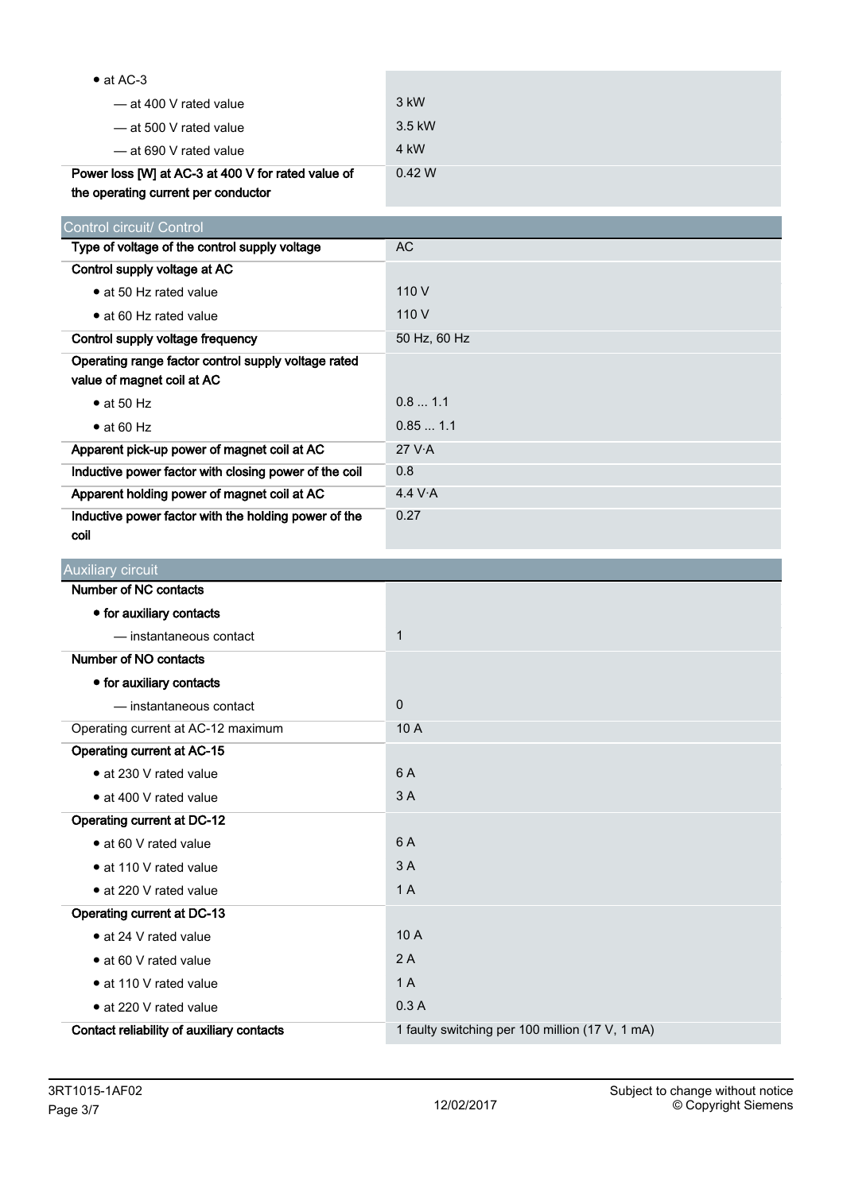| | |
|---|---|
| • at AC-3 | |
| — at 400 V rated value | 3 kW |
| — at 500 V rated value | 3.5 kW |
| — at 690 V rated value | 4 kW |
| **Power loss [W] at AC-3 at 400 V for rated value of the operating current per conductor** | 0.42 W |

## Control circuit/ Control

| | |
|---|---|
| **Type of voltage of the control supply voltage** | AC |
| **Control supply voltage at AC** | |
| • at 50 Hz rated value | 110 V |
| • at 60 Hz rated value | 110 V |
| **Control supply voltage frequency** | 50 Hz, 60 Hz |
| **Operating range factor control supply voltage rated value of magnet coil at AC** | |
| • at 50 Hz | 0.8 ... 1.1 |
| • at 60 Hz | 0.85 ... 1.1 |
| **Apparent pick-up power of magnet coil at AC** | 27 V·A |
| **Inductive power factor with closing power of the coil** | 0.8 |
| **Apparent holding power of magnet coil at AC** | 4.4 V·A |
| **Inductive power factor with the holding power of the coil** | 0.27 |

## Auxiliary circuit

| | |
|---|---|
| **Number of NC contacts** | |
| **• for auxiliary contacts** | |
| — instantaneous contact | 1 |
| **Number of NO contacts** | |
| **• for auxiliary contacts** | |
| — instantaneous contact | 0 |
| Operating current at AC-12 maximum | 10 A |
| **Operating current at AC-15** | |
| • at 230 V rated value | 6 A |
| • at 400 V rated value | 3 A |
| **Operating current at DC-12** | |
| • at 60 V rated value | 6 A |
| • at 110 V rated value | 3 A |
| • at 220 V rated value | 1 A |
| **Operating current at DC-13** | |
| • at 24 V rated value | 10 A |
| • at 60 V rated value | 2 A |
| • at 110 V rated value | 1 A |
| • at 220 V rated value | 0.3 A |
| **Contact reliability of auxiliary contacts** | 1 faulty switching per 100 million (17 V, 1 mA) |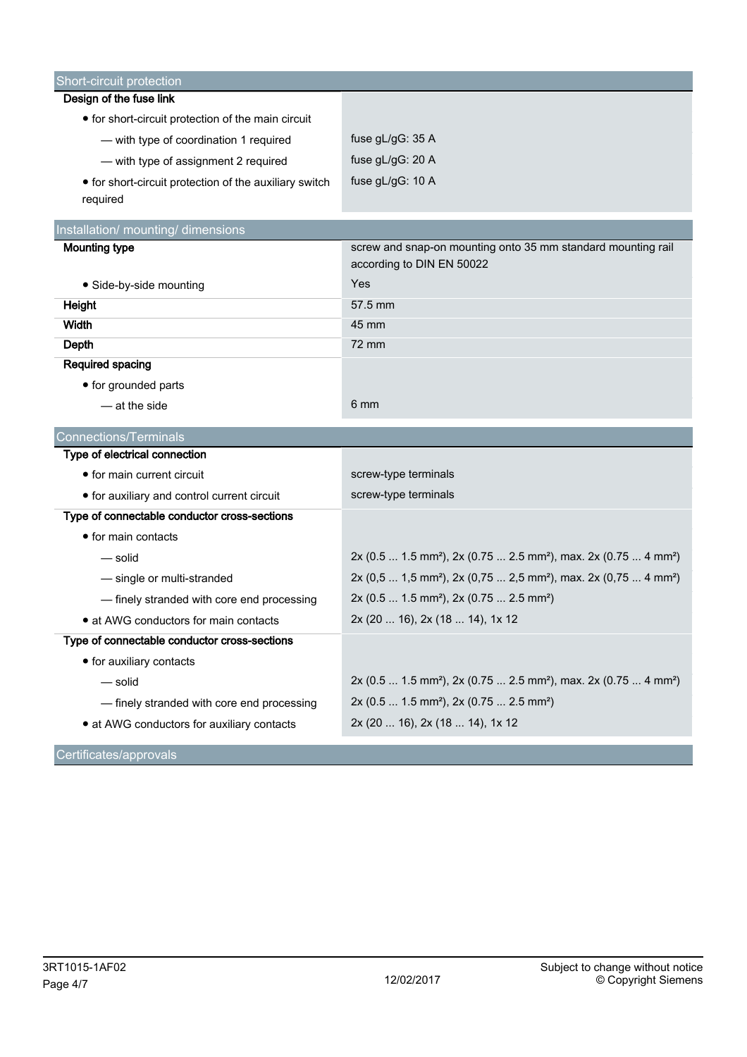## Short-circuit protection

| | |
|---|---|
| **Design of the fuse link** | |
| • for short-circuit protection of the main circuit | |
| — with type of coordination 1 required | fuse gL/gG: 35 A |
| — with type of assignment 2 required | fuse gL/gG: 20 A |
| • for short-circuit protection of the auxiliary switch required | fuse gL/gG: 10 A |

## Installation/ mounting/ dimensions

| | |
|---|---|
| **Mounting type** | screw and snap-on mounting onto 35 mm standard mounting rail according to DIN EN 50022 |
| • Side-by-side mounting | Yes |
| **Height** | 57.5 mm |
| **Width** | 45 mm |
| **Depth** | 72 mm |
| **Required spacing** | |
| • for grounded parts | |
| — at the side | 6 mm |

## Connections/Terminals

| | |
|---|---|
| **Type of electrical connection** | |
| • for main current circuit | screw-type terminals |
| • for auxiliary and control current circuit | screw-type terminals |
| **Type of connectable conductor cross-sections** | |
| • for main contacts | |
| — solid | 2x (0.5 ... 1.5 mm²), 2x (0.75 ... 2.5 mm²), max. 2x (0.75 ... 4 mm²) |
| — single or multi-stranded | 2x (0,5 ... 1,5 mm²), 2x (0,75 ... 2,5 mm²), max. 2x (0,75 ... 4 mm²) |
| — finely stranded with core end processing | 2x (0.5 ... 1.5 mm²), 2x (0.75 ... 2.5 mm²) |
| • at AWG conductors for main contacts | 2x (20 ... 16), 2x (18 ... 14), 1x 12 |
| **Type of connectable conductor cross-sections** | |
| • for auxiliary contacts | |
| — solid | 2x (0.5 ... 1.5 mm²), 2x (0.75 ... 2.5 mm²), max. 2x (0.75 ... 4 mm²) |
| — finely stranded with core end processing | 2x (0.5 ... 1.5 mm²), 2x (0.75 ... 2.5 mm²) |
| • at AWG conductors for auxiliary contacts | 2x (20 ... 16), 2x (18 ... 14), 1x 12 |

## Certificates/approvals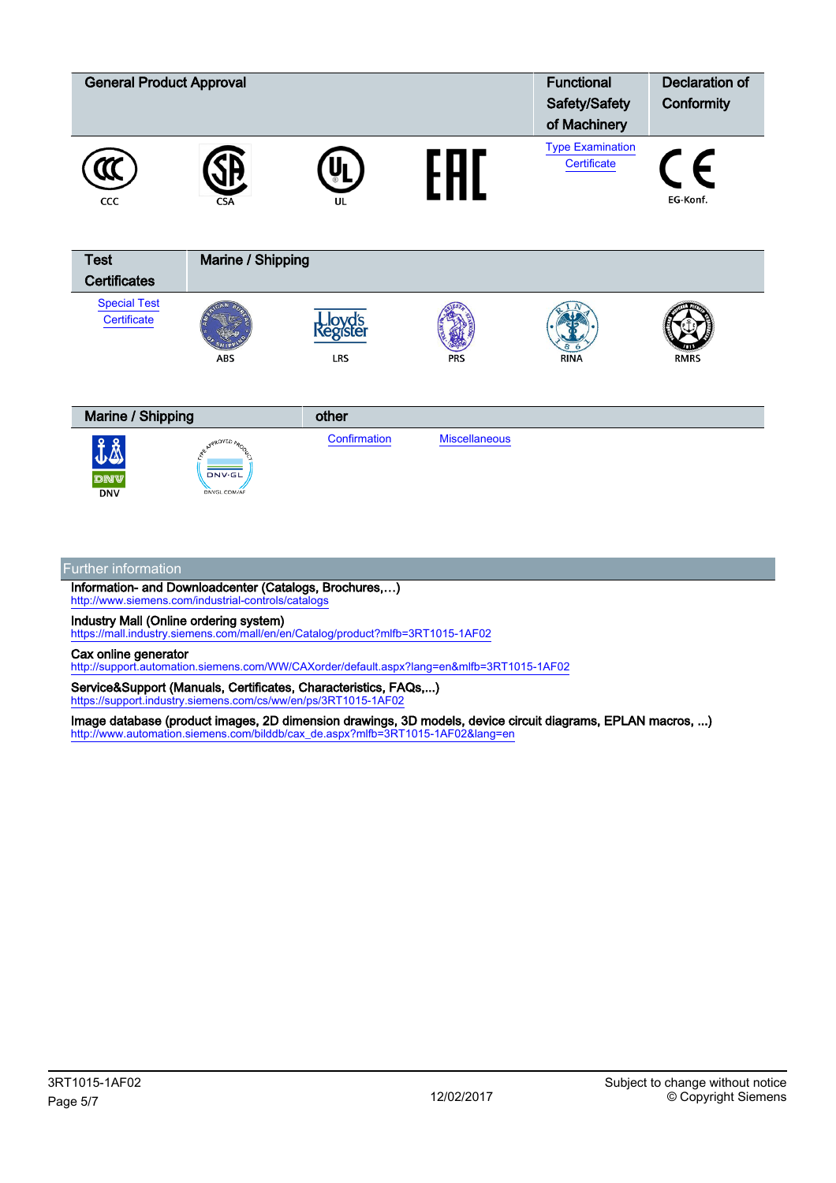| General Product Approval | | | | Functional Safety/Safety of Machinery | Declaration of Conformity |
|---|---|---|---|---|---|
| CCC | CSA | UL | EAC | Type Examination Certificate | EG-Konf. |

| Test Certificates | Marine / Shipping | | | | |
|---|---|---|---|---|---|
| Special Test Certificate | ABS | LRS | PRS | RINA | RMRS |

| Marine / Shipping | | other | |
|---|---|---|---|
| DNV | DNV-GL | Confirmation | Miscellaneous |

## Further information

**Information- and Downloadcenter (Catalogs, Brochures,…)**
http://www.siemens.com/industrial-controls/catalogs

**Industry Mall (Online ordering system)**
https://mall.industry.siemens.com/mall/en/en/Catalog/product?mlfb=3RT1015-1AF02

**Cax online generator**
http://support.automation.siemens.com/WW/CAXorder/default.aspx?lang=en&mlfb=3RT1015-1AF02

**Service&Support (Manuals, Certificates, Characteristics, FAQs,...)**
https://support.industry.siemens.com/cs/ww/en/ps/3RT1015-1AF02

**Image database (product images, 2D dimension drawings, 3D models, device circuit diagrams, EPLAN macros, ...)**
http://www.automation.siemens.com/bilddb/cax_de.aspx?mlfb=3RT1015-1AF02&lang=en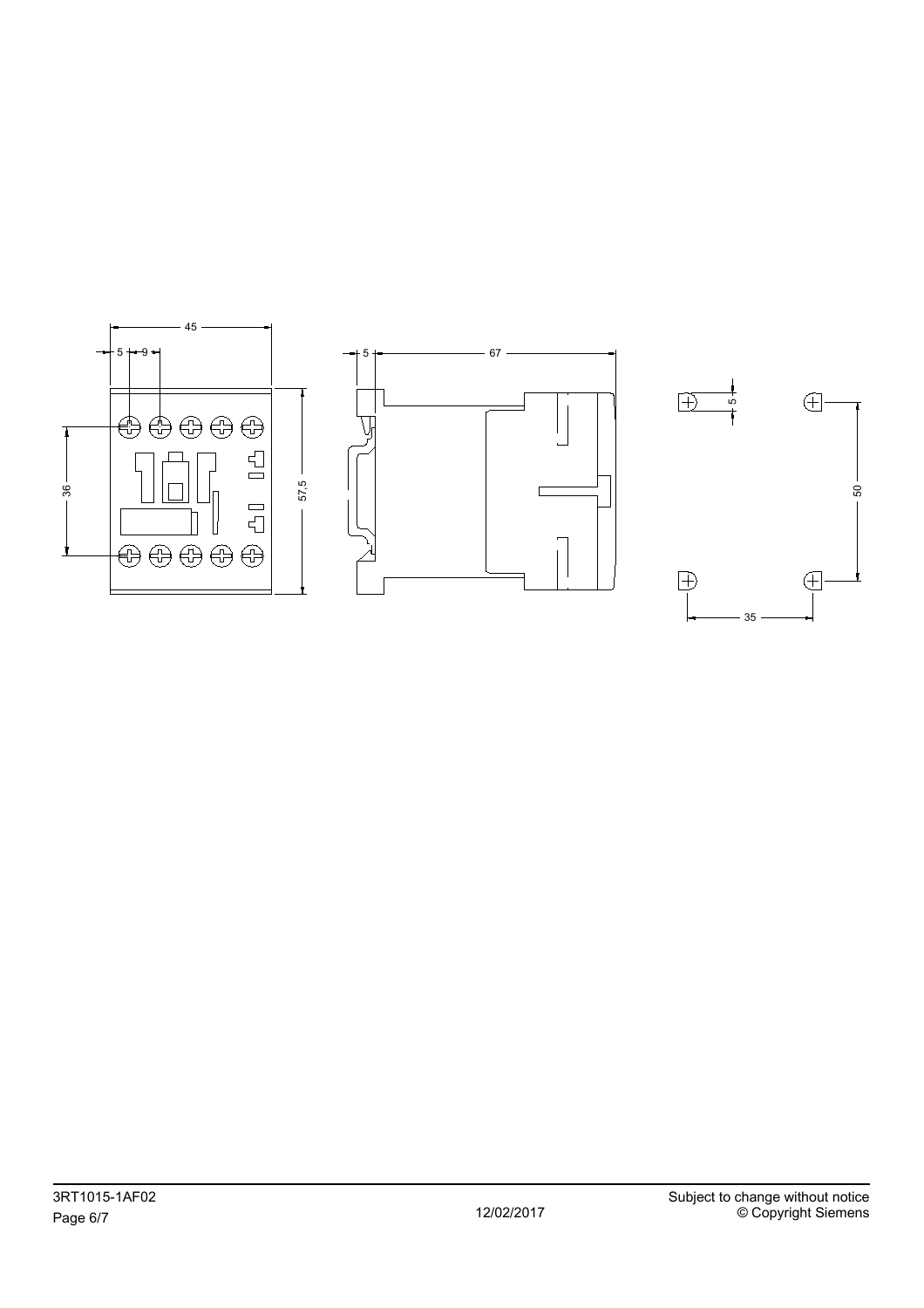45

5 9

36

57,5

5 67

5

50

35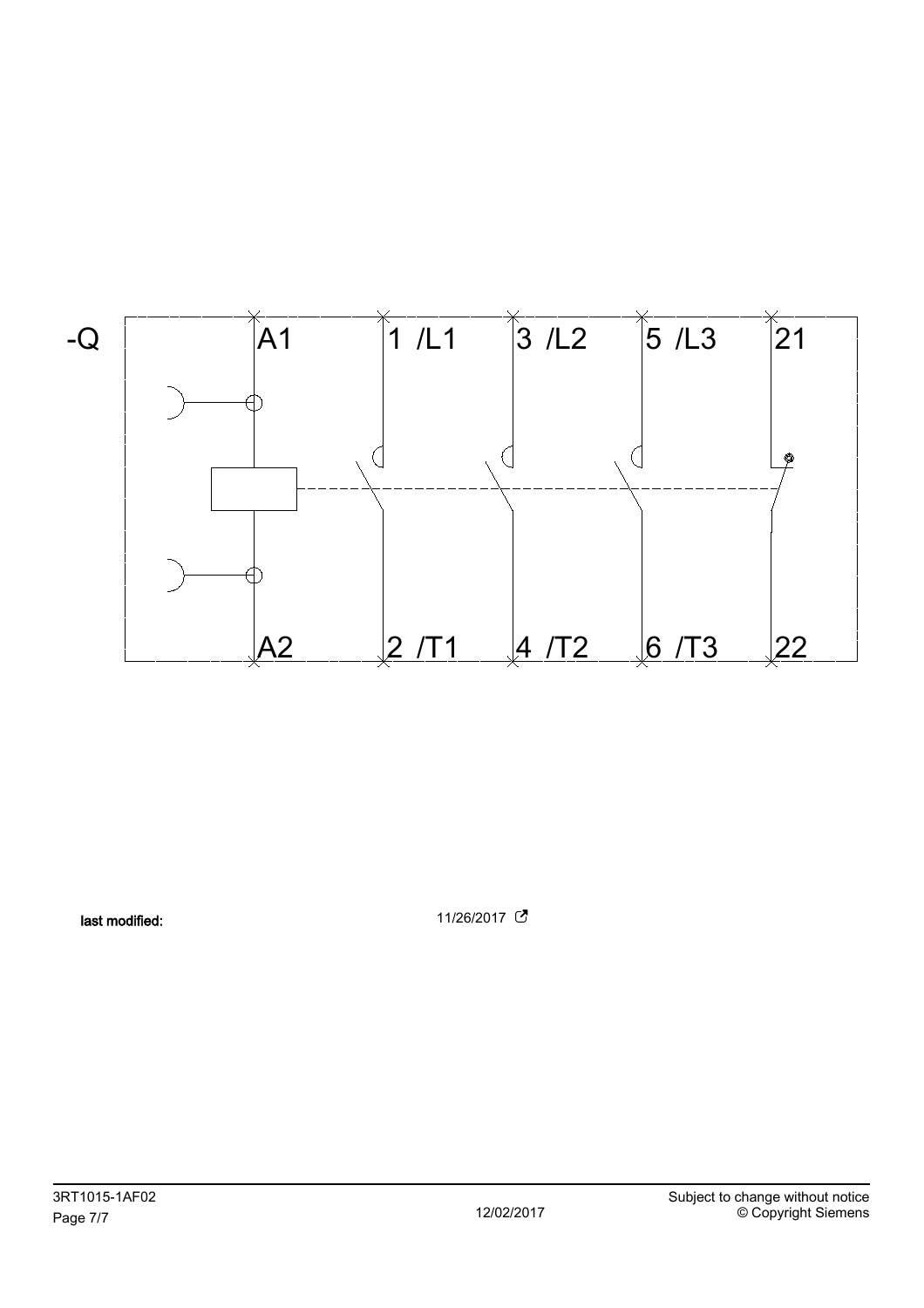-Q

A1

1 /L1

3 /L2

5 /L3

21

A2

2 /T1

4 /T2

6 /T3

22

**last modified:** 11/26/2017